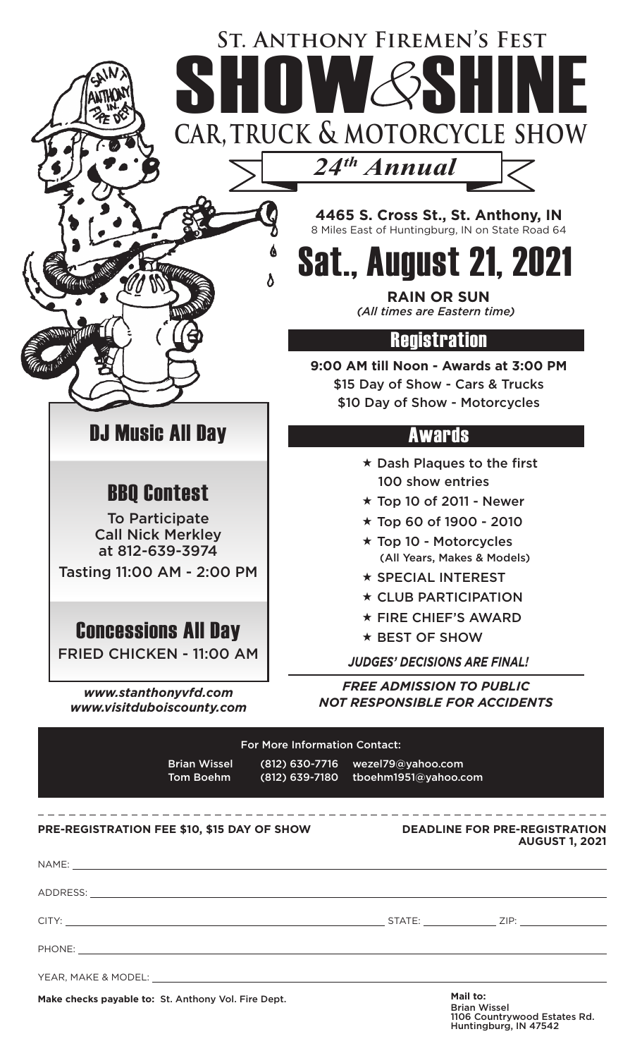# St. Anthony Firemen's Fest

# SHOW & SHINE

## CAR, TRUCK & MOTORCYCLE SHOW

### *24th Annual*

**4465 S. Cross St., St. Anthony, IN**
8 Miles East of Huntingburg, IN on State Road 64

# Sat., August 21, 2021

**RAIN OR SUN**
*(All times are Eastern time)*

## Registration

**9:00 AM till Noon - Awards at 3:00 PM**
$15 Day of Show - Cars & Trucks
$10 Day of Show - Motorcycles

## Awards

- Dash Plaques to the first 100 show entries
- Top 10 of 2011 - Newer
- Top 60 of 1900 - 2010
- Top 10 - Motorcycles (All Years, Makes & Models)
- SPECIAL INTEREST
- CLUB PARTICIPATION
- FIRE CHIEF'S AWARD
- BEST OF SHOW

***JUDGES' DECISIONS ARE FINAL!***

***FREE ADMISSION TO PUBLIC***
***NOT RESPONSIBLE FOR ACCIDENTS***

## DJ Music All Day

## BBQ Contest

To Participate
Call Nick Merkley
at 812-639-3974

Tasting 11:00 AM - 2:00 PM

## Concessions All Day

FRIED CHICKEN - 11:00 AM

***www.stanthonyvfd.com***
***www.visitduboiscounty.com***

For More Information Contact:

Brian Wissel (812) 630-7716 wezel79@yahoo.com
Tom Boehm (812) 639-7180 tboehm1951@yahoo.com

---

**PRE-REGISTRATION FEE $10, $15 DAY OF SHOW**

**DEADLINE FOR PRE-REGISTRATION AUGUST 1, 2021**

NAME: \_\_\_\_\_\_\_\_\_\_\_\_\_\_\_\_\_\_\_\_

ADDRESS: \_\_\_\_\_\_\_\_\_\_\_\_\_\_\_\_\_\_\_\_

CITY: \_\_\_\_\_\_\_\_\_\_ STATE: \_\_\_\_\_\_\_\_\_\_ ZIP: \_\_\_\_\_\_\_\_\_\_

PHONE: \_\_\_\_\_\_\_\_\_\_\_\_\_\_\_\_\_\_\_\_

YEAR, MAKE & MODEL: \_\_\_\_\_\_\_\_\_\_\_\_\_\_\_\_\_\_\_\_

**Make checks payable to:** St. Anthony Vol. Fire Dept.

**Mail to:**
Brian Wissel
1106 Countrywood Estates Rd.
Huntingburg, IN 47542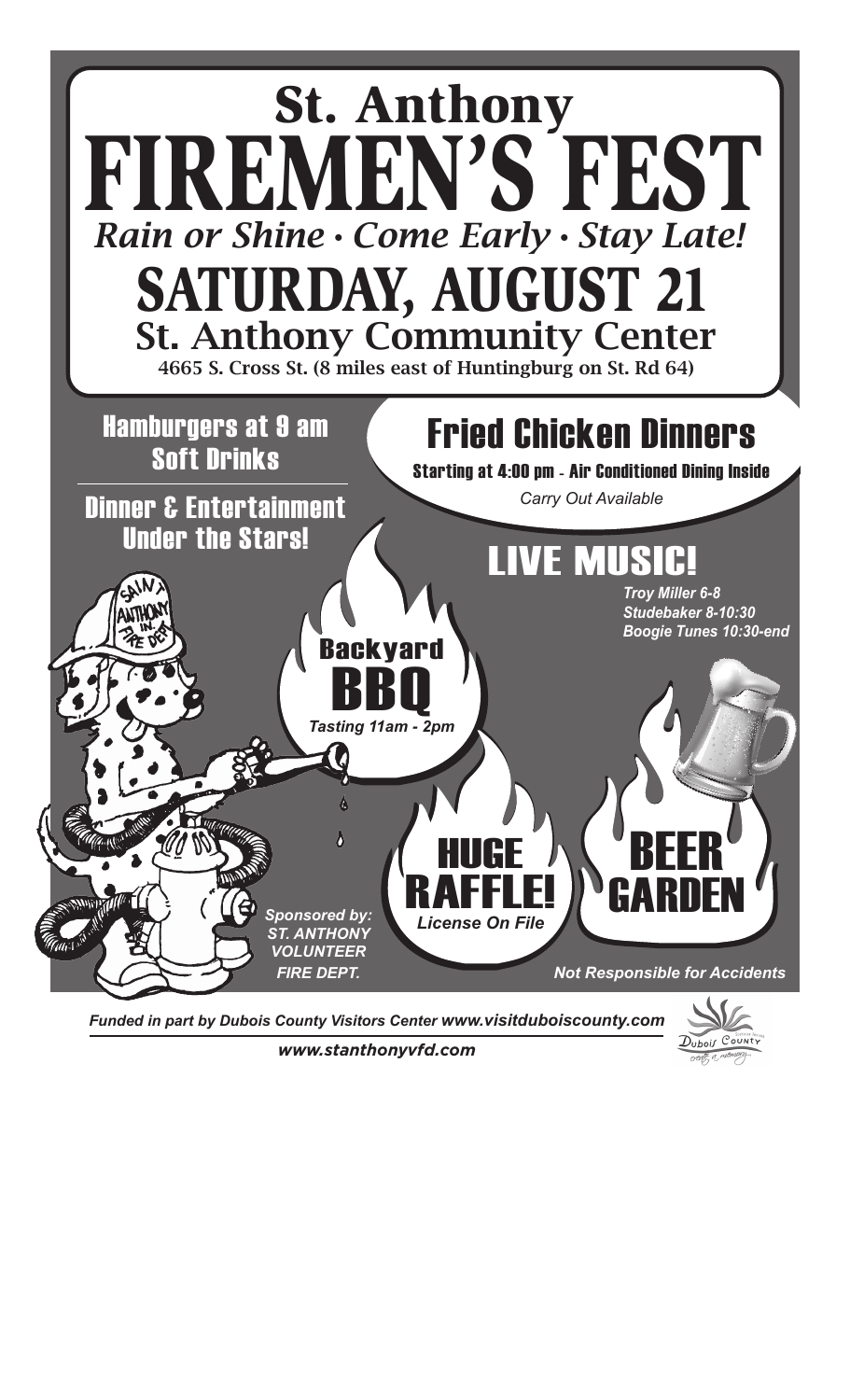# St. Anthony FIREMEN'S FEST

*Rain or Shine • Come Early • Stay Late!*

## SATURDAY, AUGUST 21

### St. Anthony Community Center

4665 S. Cross St. (8 miles east of Huntingburg on St. Rd 64)

**Hamburgers at 9 am**
**Soft Drinks**

**Dinner & Entertainment Under the Stars!**

## Fried Chicken Dinners

**Starting at 4:00 pm - Air Conditioned Dining Inside**

*Carry Out Available*

## LIVE MUSIC!

*Troy Miller 6-8*
*Studebaker 8-10:30*
*Boogie Tunes 10:30-end*

**Backyard BBQ**
*Tasting 11am - 2pm*

**HUGE RAFFLE!**
*License On File*

**BEER GARDEN**

*Sponsored by: ST. ANTHONY VOLUNTEER FIRE DEPT.*

*Not Responsible for Accidents*

*Funded in part by Dubois County Visitors Center www.visitduboiscounty.com*

*www.stanthonyvfd.com*